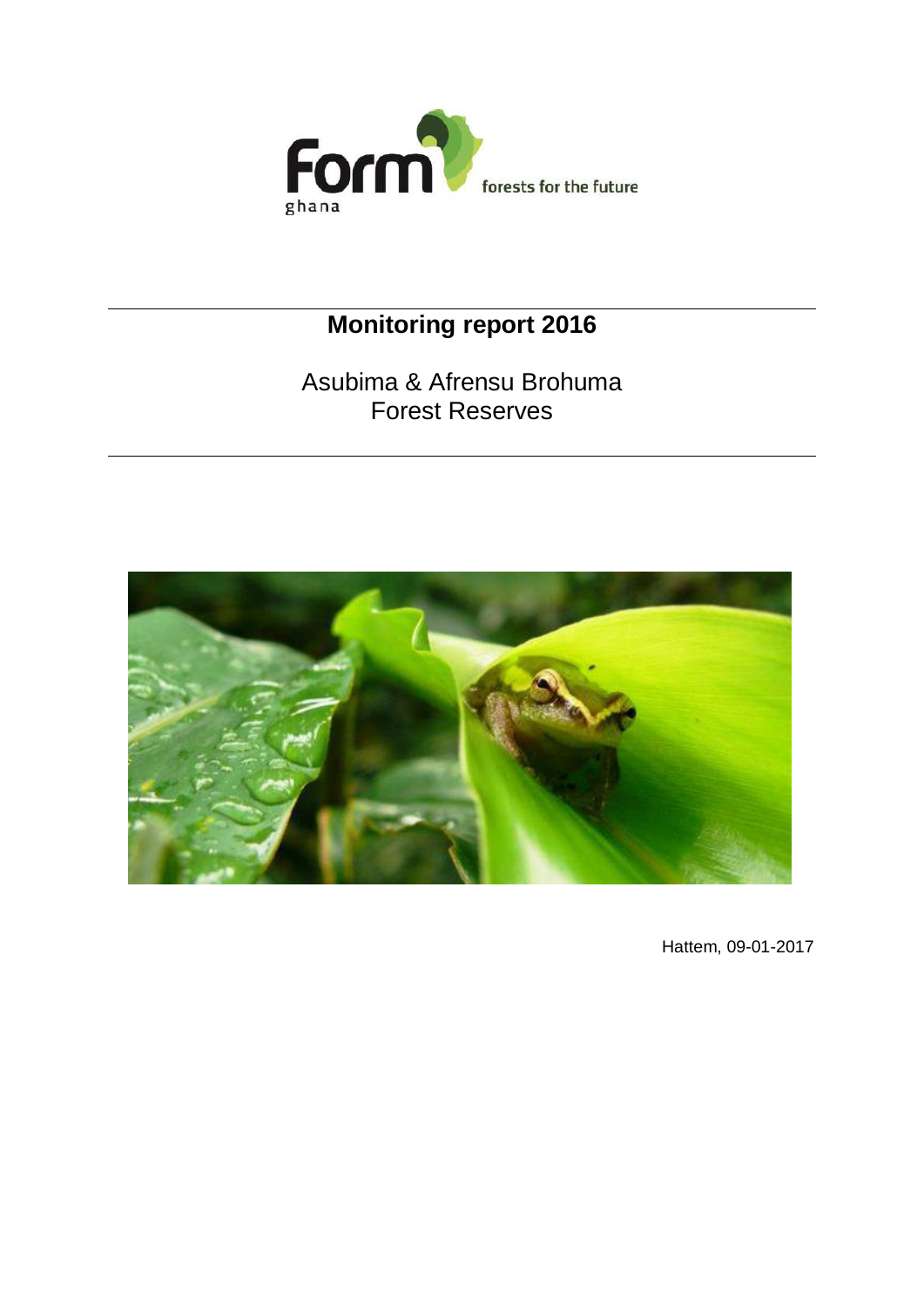Form ghana — forests for the future

# Monitoring report 2016

Asubima & Afrensu Brohuma
Forest Reserves

Hattem, 09-01-2017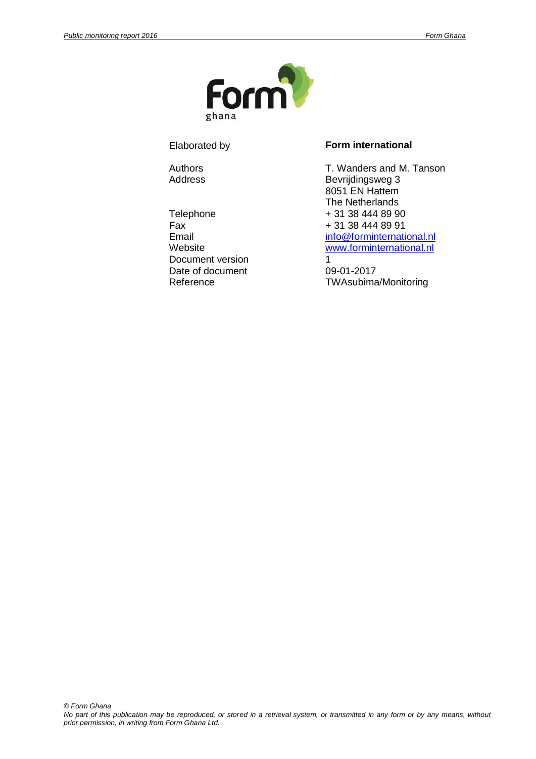| | |
|---|---|
| Elaborated by | **Form international** |
| Authors | T. Wanders and M. Tanson |
| Address | Bevrijdingsweg 3<br>8051 EN Hattem<br>The Netherlands |
| Telephone | + 31 38 444 89 90 |
| Fax | + 31 38 444 89 91 |
| Email | info@forminternational.nl |
| Website | www.forminternational.nl |
| Document version | 1 |
| Date of document | 09-01-2017 |
| Reference | TWAsubima/Monitoring |

*© Form Ghana*
*No part of this publication may be reproduced, or stored in a retrieval system, or transmitted in any form or by any means, without prior permission, in writing from Form Ghana Ltd.*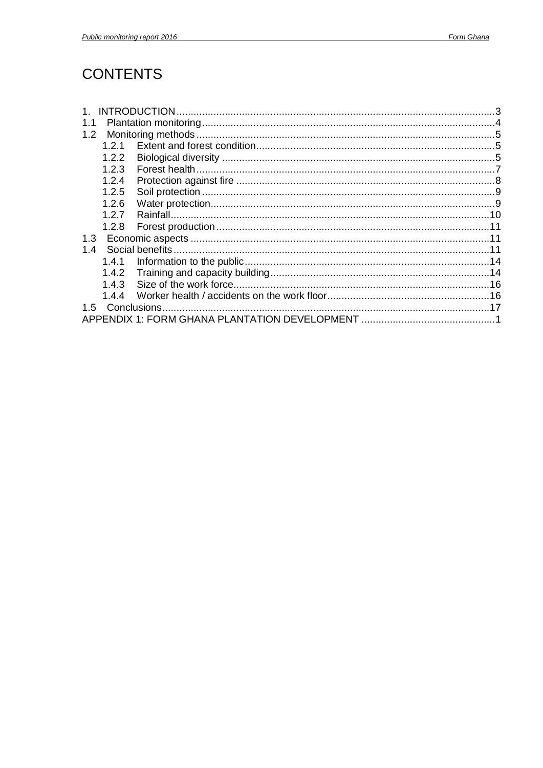# CONTENTS

1. INTRODUCTION ........................................................................................................3
1.1 Plantation monitoring ...............................................................................................4
1.2 Monitoring methods .................................................................................................5
  1.2.1 Extent and forest condition ..................................................................................5
  1.2.2 Biological diversity .............................................................................................5
  1.2.3 Forest health .......................................................................................................7
  1.2.4 Protection against fire .........................................................................................8
  1.2.5 Soil protection .....................................................................................................9
  1.2.6 Water protection ..................................................................................................9
  1.2.7 Rainfall ..............................................................................................................10
  1.2.8 Forest production ...............................................................................................11
1.3 Economic aspects ...................................................................................................11
1.4 Social benefits .........................................................................................................11
  1.4.1 Information to the public ....................................................................................14
  1.4.2 Training and capacity building ...........................................................................14
  1.4.3 Size of the work force .........................................................................................16
  1.4.4 Worker health / accidents on the work floor .......................................................16
1.5 Conclusions ............................................................................................................17
APPENDIX 1: FORM GHANA PLANTATION DEVELOPMENT .........................................1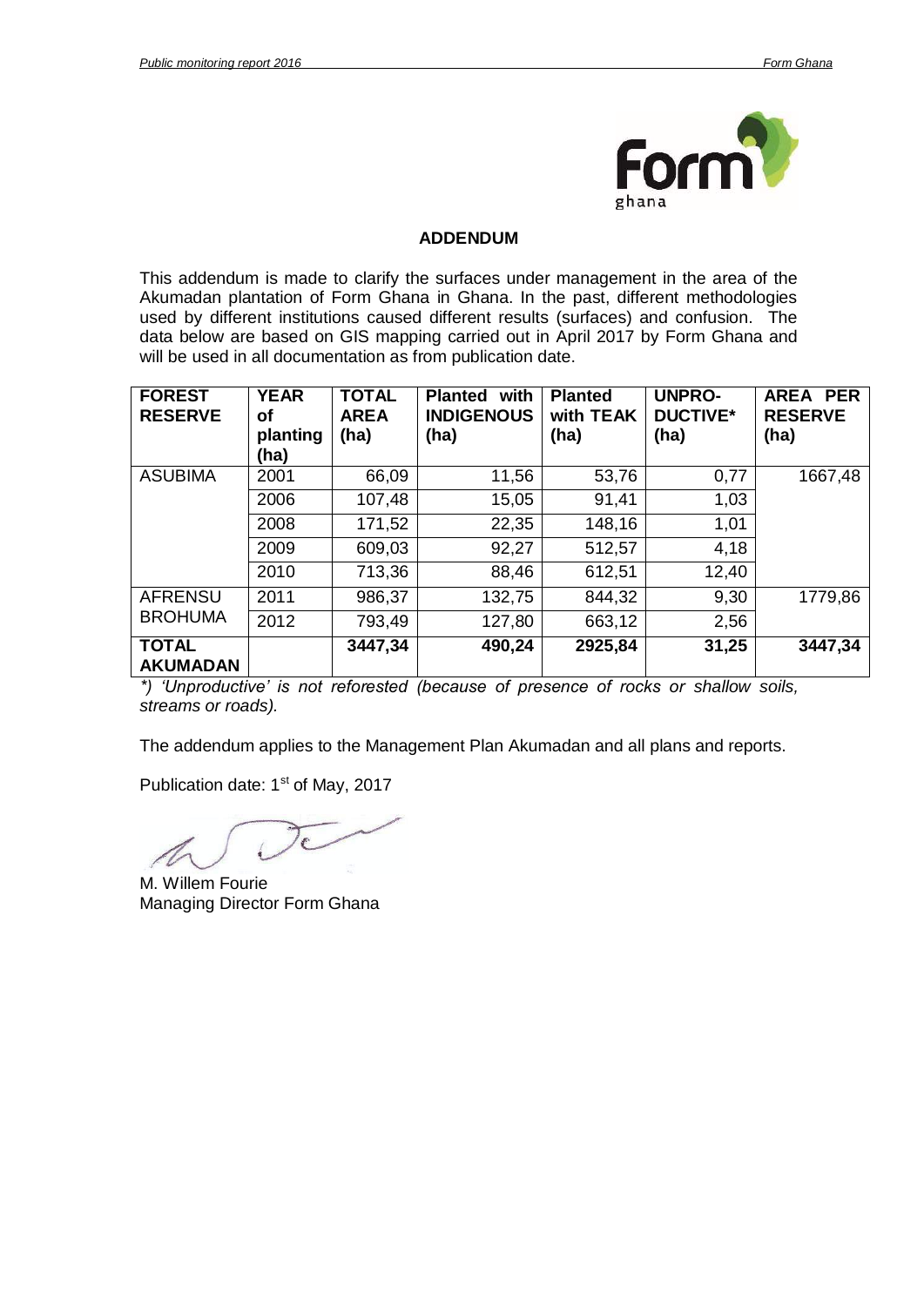## ADDENDUM

This addendum is made to clarify the surfaces under management in the area of the Akumadan plantation of Form Ghana in Ghana. In the past, different methodologies used by different institutions caused different results (surfaces) and confusion. The data below are based on GIS mapping carried out in April 2017 by Form Ghana and will be used in all documentation as from publication date.

| FOREST RESERVE | YEAR of planting (ha) | TOTAL AREA (ha) | Planted with INDIGENOUS (ha) | Planted with TEAK (ha) | UNPRO-DUCTIVE* (ha) | AREA PER RESERVE (ha) |
|---|---|---|---|---|---|---|
| ASUBIMA | 2001 | 66,09 | 11,56 | 53,76 | 0,77 | 1667,48 |
| | 2006 | 107,48 | 15,05 | 91,41 | 1,03 | |
| | 2008 | 171,52 | 22,35 | 148,16 | 1,01 | |
| | 2009 | 609,03 | 92,27 | 512,57 | 4,18 | |
| | 2010 | 713,36 | 88,46 | 612,51 | 12,40 | |
| AFRENSU BROHUMA | 2011 | 986,37 | 132,75 | 844,32 | 9,30 | 1779,86 |
| | 2012 | 793,49 | 127,80 | 663,12 | 2,56 | |
| **TOTAL AKUMADAN** | | **3447,34** | **490,24** | **2925,84** | **31,25** | **3447,34** |

*\*) 'Unproductive' is not reforested (because of presence of rocks or shallow soils, streams or roads).*

The addendum applies to the Management Plan Akumadan and all plans and reports.

Publication date: 1st of May, 2017

M. Willem Fourie
Managing Director Form Ghana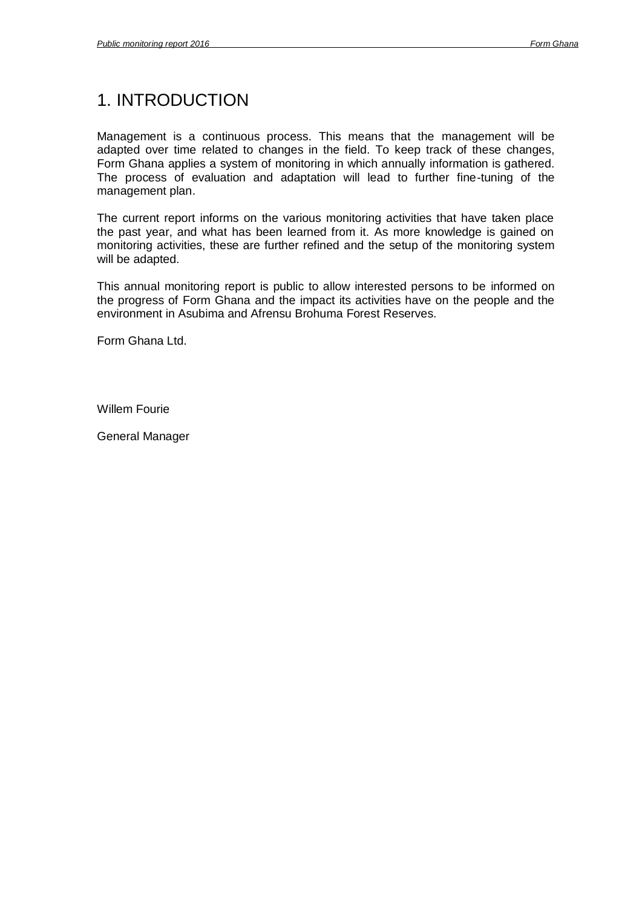# 1. INTRODUCTION

Management is a continuous process. This means that the management will be adapted over time related to changes in the field. To keep track of these changes, Form Ghana applies a system of monitoring in which annually information is gathered. The process of evaluation and adaptation will lead to further fine-tuning of the management plan.

The current report informs on the various monitoring activities that have taken place the past year, and what has been learned from it. As more knowledge is gained on monitoring activities, these are further refined and the setup of the monitoring system will be adapted.

This annual monitoring report is public to allow interested persons to be informed on the progress of Form Ghana and the impact its activities have on the people and the environment in Asubima and Afrensu Brohuma Forest Reserves.

Form Ghana Ltd.

Willem Fourie

General Manager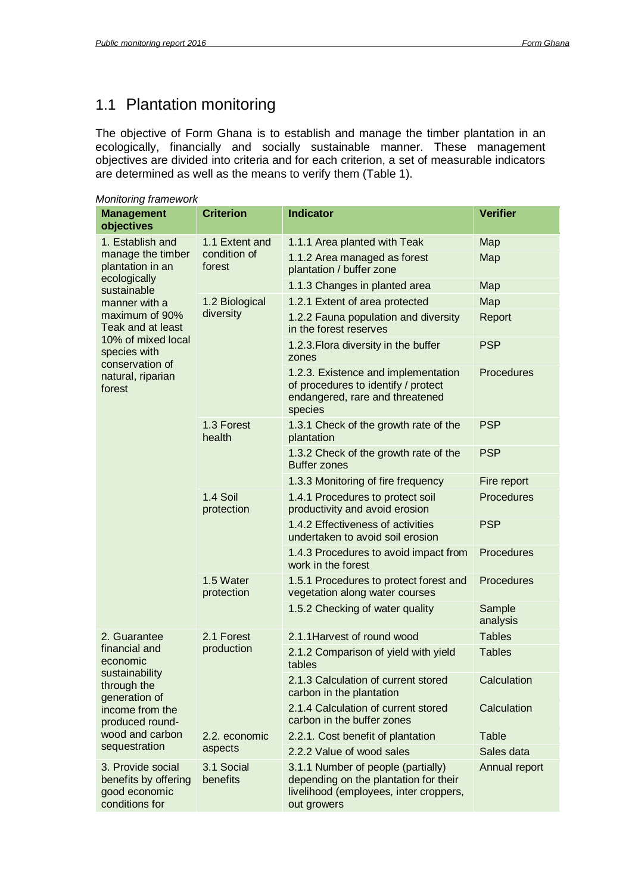## 1.1 Plantation monitoring

The objective of Form Ghana is to establish and manage the timber plantation in an ecologically, financially and socially sustainable manner. These management objectives are divided into criteria and for each criterion, a set of measurable indicators are determined as well as the means to verify them (Table 1).

*Monitoring framework*

| Management objectives | Criterion | Indicator | Verifier |
|---|---|---|---|
| 1. Establish and manage the timber plantation in an ecologically sustainable manner with a maximum of 90% Teak and at least 10% of mixed local species with conservation of natural, riparian forest | 1.1 Extent and condition of forest | 1.1.1 Area planted with Teak | Map |
| | | 1.1.2 Area managed as forest plantation / buffer zone | Map |
| | | 1.1.3 Changes in planted area | Map |
| | 1.2 Biological diversity | 1.2.1 Extent of area protected | Map |
| | | 1.2.2 Fauna population and diversity in the forest reserves | Report |
| | | 1.2.3.Flora diversity in the buffer zones | PSP |
| | | 1.2.3. Existence and implementation of procedures to identify / protect endangered, rare and threatened species | Procedures |
| | 1.3 Forest health | 1.3.1 Check of the growth rate of the plantation | PSP |
| | | 1.3.2 Check of the growth rate of the Buffer zones | PSP |
| | | 1.3.3 Monitoring of fire frequency | Fire report |
| | 1.4 Soil protection | 1.4.1 Procedures to protect soil productivity and avoid erosion | Procedures |
| | | 1.4.2 Effectiveness of activities undertaken to avoid soil erosion | PSP |
| | | 1.4.3 Procedures to avoid impact from work in the forest | Procedures |
| | 1.5 Water protection | 1.5.1 Procedures to protect forest and vegetation along water courses | Procedures |
| | | 1.5.2 Checking of water quality | Sample analysis |
| 2. Guarantee financial and economic sustainability through the generation of income from the produced round-wood and carbon sequestration | 2.1 Forest production | 2.1.1Harvest of round wood | Tables |
| | | 2.1.2 Comparison of yield with yield tables | Tables |
| | | 2.1.3 Calculation of current stored carbon in the plantation | Calculation |
| | | 2.1.4 Calculation of current stored carbon in the buffer zones | Calculation |
| | 2.2. economic aspects | 2.2.1. Cost benefit of plantation | Table |
| | | 2.2.2 Value of wood sales | Sales data |
| 3. Provide social benefits by offering good economic conditions for | 3.1 Social benefits | 3.1.1 Number of people (partially) depending on the plantation for their livelihood (employees, inter croppers, out growers | Annual report |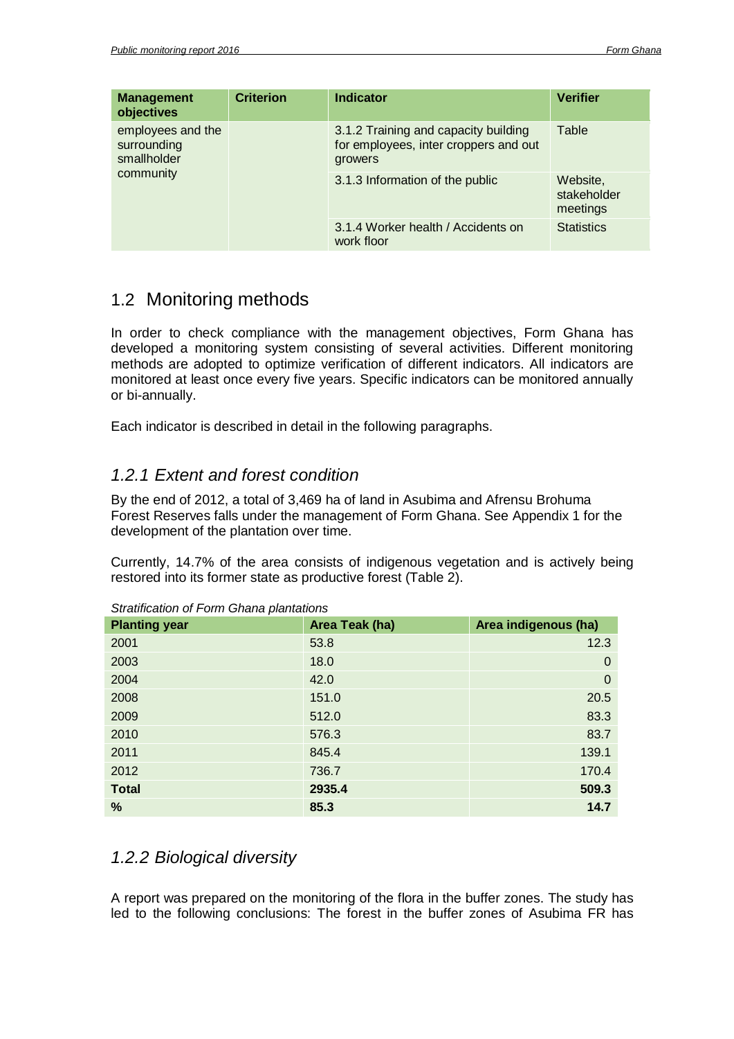| Management objectives | Criterion | Indicator | Verifier |
|---|---|---|---|
| employees and the surrounding smallholder community | | 3.1.2 Training and capacity building for employees, inter croppers and out growers | Table |
| | | 3.1.3 Information of the public | Website, stakeholder meetings |
| | | 3.1.4 Worker health / Accidents on work floor | Statistics |

## 1.2 Monitoring methods

In order to check compliance with the management objectives, Form Ghana has developed a monitoring system consisting of several activities. Different monitoring methods are adopted to optimize verification of different indicators. All indicators are monitored at least once every five years. Specific indicators can be monitored annually or bi-annually.

Each indicator is described in detail in the following paragraphs.

### *1.2.1 Extent and forest condition*

By the end of 2012, a total of 3,469 ha of land in Asubima and Afrensu Brohuma Forest Reserves falls under the management of Form Ghana. See Appendix 1 for the development of the plantation over time.

Currently, 14.7% of the area consists of indigenous vegetation and is actively being restored into its former state as productive forest (Table 2).

*Stratification of Form Ghana plantations*

| Planting year | Area Teak (ha) | Area indigenous (ha) |
|---|---|---|
| 2001 | 53.8 | 12.3 |
| 2003 | 18.0 | 0 |
| 2004 | 42.0 | 0 |
| 2008 | 151.0 | 20.5 |
| 2009 | 512.0 | 83.3 |
| 2010 | 576.3 | 83.7 |
| 2011 | 845.4 | 139.1 |
| 2012 | 736.7 | 170.4 |
| **Total** | **2935.4** | **509.3** |
| **%** | **85.3** | **14.7** |

### *1.2.2 Biological diversity*

A report was prepared on the monitoring of the flora in the buffer zones. The study has led to the following conclusions: The forest in the buffer zones of Asubima FR has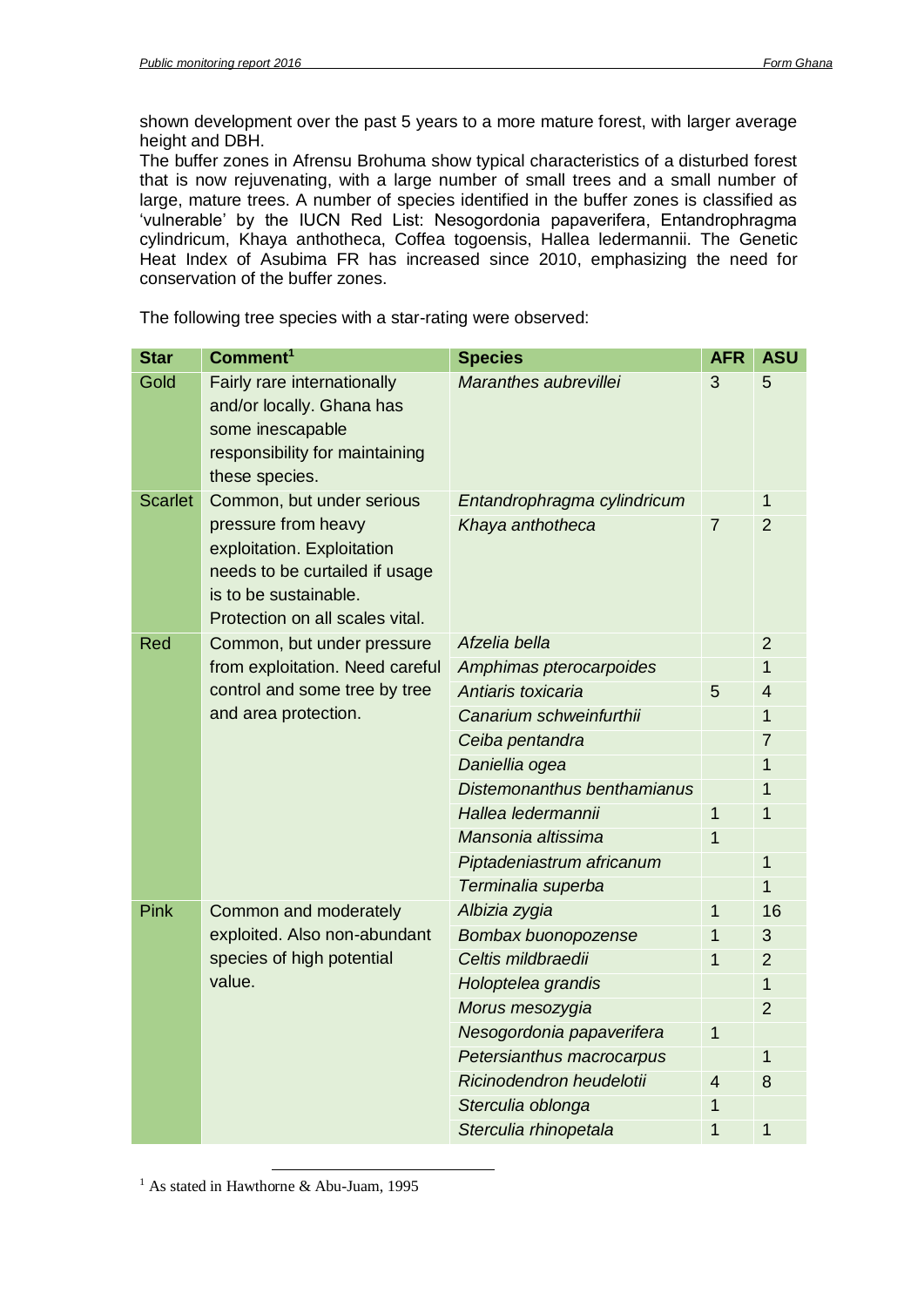shown development over the past 5 years to a more mature forest, with larger average height and DBH.
The buffer zones in Afrensu Brohuma show typical characteristics of a disturbed forest that is now rejuvenating, with a large number of small trees and a small number of large, mature trees. A number of species identified in the buffer zones is classified as 'vulnerable' by the IUCN Red List: Nesogordonia papaverifera, Entandrophragma cylindricum, Khaya anthotheca, Coffea togoensis, Hallea ledermannii. The Genetic Heat Index of Asubima FR has increased since 2010, emphasizing the need for conservation of the buffer zones.

The following tree species with a star-rating were observed:

| Star | Comment[1] | Species | AFR | ASU |
|---|---|---|---|---|
| Gold | Fairly rare internationally and/or locally. Ghana has some inescapable responsibility for maintaining these species. | *Maranthes aubrevillei* | 3 | 5 |
| Scarlet | Common, but under serious pressure from heavy exploitation. Exploitation needs to be curtailed if usage is to be sustainable. Protection on all scales vital. | *Entandrophragma cylindricum* | | 1 |
| | | *Khaya anthotheca* | 7 | 2 |
| Red | Common, but under pressure from exploitation. Need careful control and some tree by tree and area protection. | *Afzelia bella* | | 2 |
| | | *Amphimas pterocarpoides* | | 1 |
| | | *Antiaris toxicaria* | 5 | 4 |
| | | *Canarium schweinfurthii* | | 1 |
| | | *Ceiba pentandra* | | 7 |
| | | *Daniellia ogea* | | 1 |
| | | *Distemonanthus benthamianus* | | 1 |
| | | *Hallea ledermannii* | 1 | 1 |
| | | *Mansonia altissima* | 1 | |
| | | *Piptadeniastrum africanum* | | 1 |
| | | *Terminalia superba* | | 1 |
| Pink | Common and moderately exploited. Also non-abundant species of high potential value. | *Albizia zygia* | 1 | 16 |
| | | *Bombax buonopozense* | 1 | 3 |
| | | *Celtis mildbraedii* | 1 | 2 |
| | | *Holoptelea grandis* | | 1 |
| | | *Morus mesozygia* | | 2 |
| | | *Nesogordonia papaverifera* | 1 | |
| | | *Petersianthus macrocarpus* | | 1 |
| | | *Ricinodendron heudelotii* | 4 | 8 |
| | | *Sterculia oblonga* | 1 | |
| | | *Sterculia rhinopetala* | 1 | 1 |

[1] As stated in Hawthorne & Abu-Juam, 1995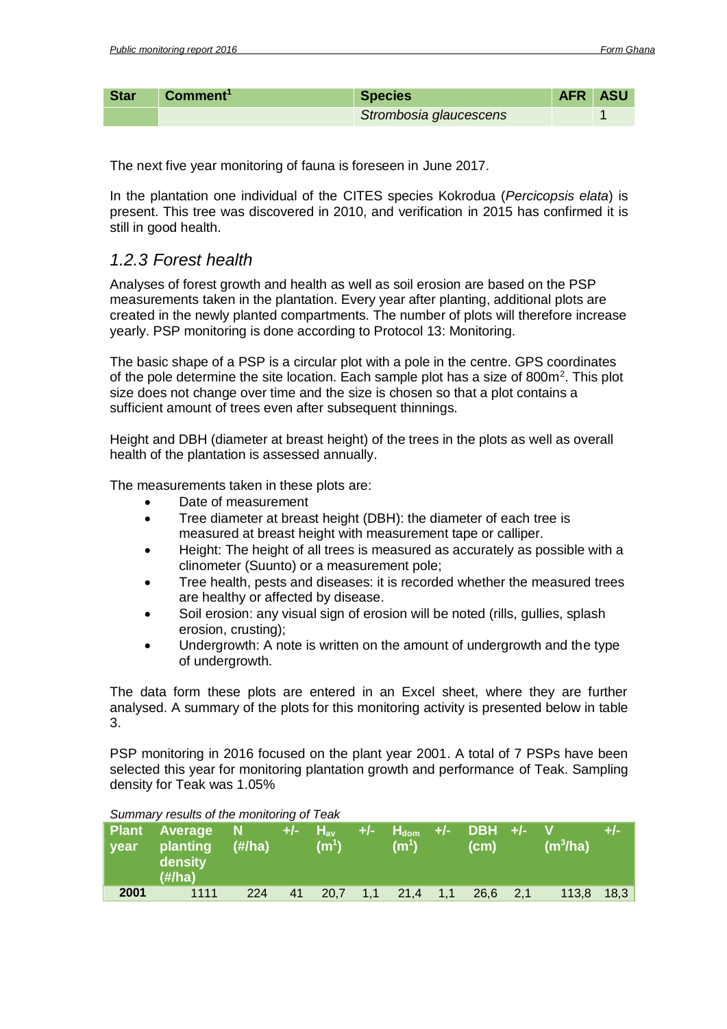| Star | Comment[1] | Species | AFR | ASU |
|---|---|---|---|---|
| | | *Strombosia glaucescens* | | 1 |

The next five year monitoring of fauna is foreseen in June 2017.

In the plantation one individual of the CITES species Kokrodua (*Percicopsis elata*) is present. This tree was discovered in 2010, and verification in 2015 has confirmed it is still in good health.

### *1.2.3 Forest health*

Analyses of forest growth and health as well as soil erosion are based on the PSP measurements taken in the plantation. Every year after planting, additional plots are created in the newly planted compartments. The number of plots will therefore increase yearly. PSP monitoring is done according to Protocol 13: Monitoring.

The basic shape of a PSP is a circular plot with a pole in the centre. GPS coordinates of the pole determine the site location. Each sample plot has a size of 800m$^2$. This plot size does not change over time and the size is chosen so that a plot contains a sufficient amount of trees even after subsequent thinnings.

Height and DBH (diameter at breast height) of the trees in the plots as well as overall health of the plantation is assessed annually.

The measurements taken in these plots are:

- Date of measurement
- Tree diameter at breast height (DBH): the diameter of each tree is measured at breast height with measurement tape or calliper.
- Height: The height of all trees is measured as accurately as possible with a clinometer (Suunto) or a measurement pole;
- Tree health, pests and diseases: it is recorded whether the measured trees are healthy or affected by disease.
- Soil erosion: any visual sign of erosion will be noted (rills, gullies, splash erosion, crusting);
- Undergrowth: A note is written on the amount of undergrowth and the type of undergrowth.

The data form these plots are entered in an Excel sheet, where they are further analysed. A summary of the plots for this monitoring activity is presented below in table 3.

PSP monitoring in 2016 focused on the plant year 2001. A total of 7 PSPs have been selected this year for monitoring plantation growth and performance of Teak. Sampling density for Teak was 1.05%

*Summary results of the monitoring of Teak*

| Plant year | Average planting density (#/ha) | N (#/ha) | +/- | $H_{av}$ (m$^1$) | +/- | $H_{dom}$ (m$^1$) | +/- | DBH (cm) | +/- | V (m$^3$/ha) | +/- |
|---|---|---|---|---|---|---|---|---|---|---|---|
| 2001 | 1111 | 224 | 41 | 20,7 | 1,1 | 21,4 | 1,1 | 26,6 | 2,1 | 113,8 | 18,3 |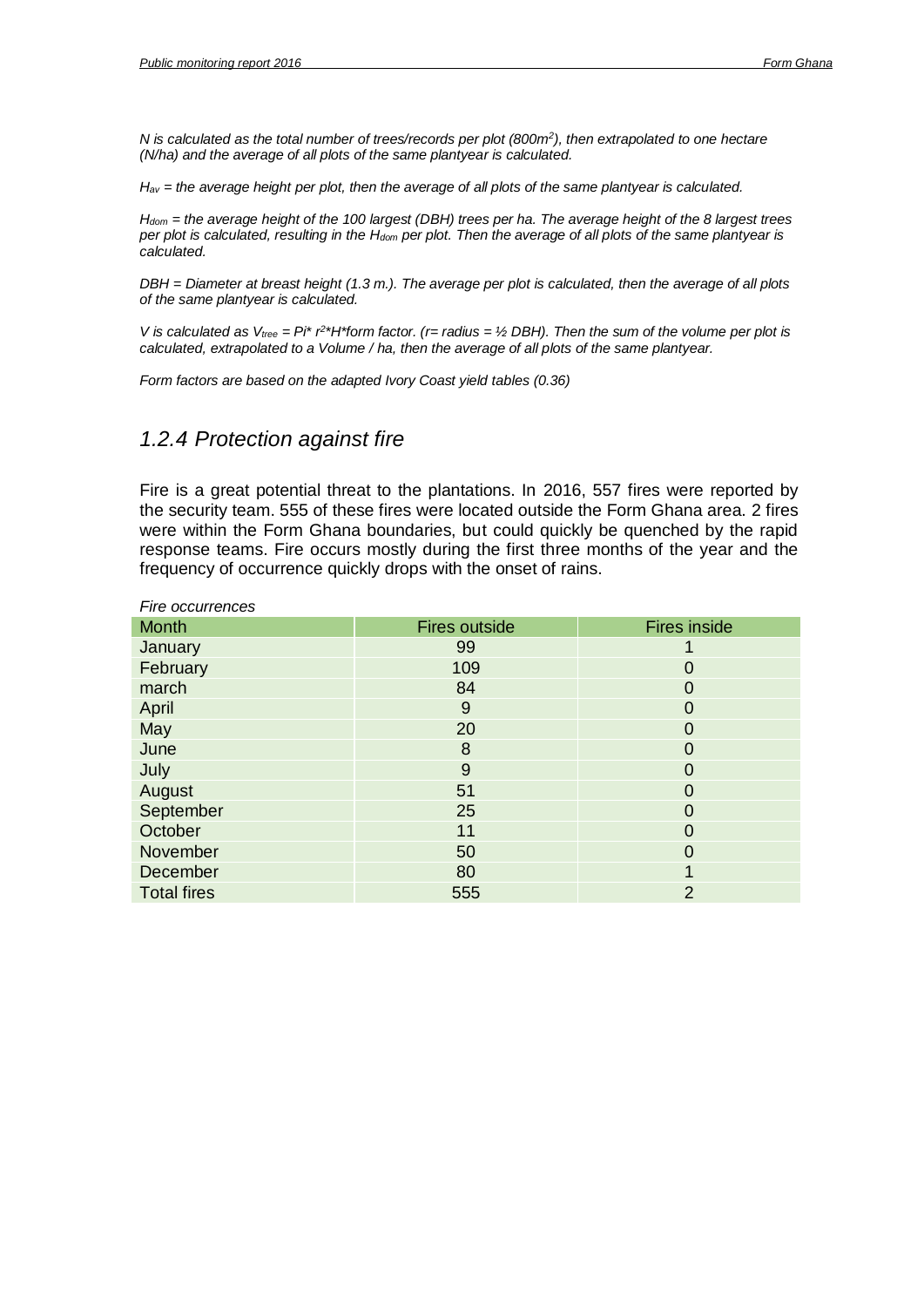*N is calculated as the total number of trees/records per plot (800m$^2$), then extrapolated to one hectare (N/ha) and the average of all plots of the same plantyear is calculated.*

*$H_{av}$ = the average height per plot, then the average of all plots of the same plantyear is calculated.*

*$H_{dom}$ = the average height of the 100 largest (DBH) trees per ha. The average height of the 8 largest trees per plot is calculated, resulting in the $H_{dom}$ per plot. Then the average of all plots of the same plantyear is calculated.*

*DBH = Diameter at breast height (1.3 m.). The average per plot is calculated, then the average of all plots of the same plantyear is calculated.*

*V is calculated as $V_{tree} = Pi * r^2 * H * \text{form factor}$. (r= radius = ½ DBH). Then the sum of the volume per plot is calculated, extrapolated to a Volume / ha, then the average of all plots of the same plantyear.*

*Form factors are based on the adapted Ivory Coast yield tables (0.36)*

### *1.2.4 Protection against fire*

Fire is a great potential threat to the plantations. In 2016, 557 fires were reported by the security team. 555 of these fires were located outside the Form Ghana area. 2 fires were within the Form Ghana boundaries, but could quickly be quenched by the rapid response teams. Fire occurs mostly during the first three months of the year and the frequency of occurrence quickly drops with the onset of rains.

*Fire occurrences*

| Month | Fires outside | Fires inside |
|---|---|---|
| January | 99 | 1 |
| February | 109 | 0 |
| march | 84 | 0 |
| April | 9 | 0 |
| May | 20 | 0 |
| June | 8 | 0 |
| July | 9 | 0 |
| August | 51 | 0 |
| September | 25 | 0 |
| October | 11 | 0 |
| November | 50 | 0 |
| December | 80 | 1 |
| Total fires | 555 | 2 |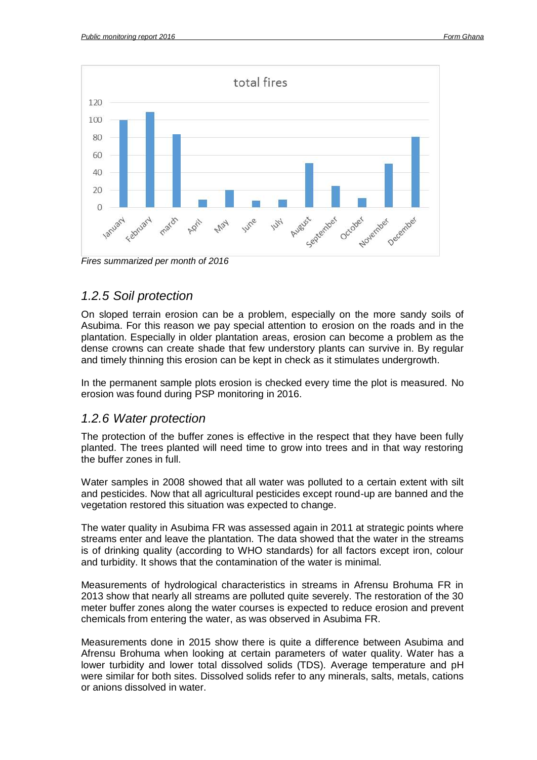Fires summarized per month of 2016

## 1.2.5 Soil protection

On sloped terrain erosion can be a problem, especially on the more sandy soils of Asubima. For this reason we pay special attention to erosion on the roads and in the plantation. Especially in older plantation areas, erosion can become a problem as the dense crowns can create shade that few understory plants can survive in. By regular and timely thinning this erosion can be kept in check as it stimulates undergrowth.

In the permanent sample plots erosion is checked every time the plot is measured. No erosion was found during PSP monitoring in 2016.

## 1.2.6 Water protection

The protection of the buffer zones is effective in the respect that they have been fully planted. The trees planted will need time to grow into trees and in that way restoring the buffer zones in full.

Water samples in 2008 showed that all water was polluted to a certain extent with silt and pesticides. Now that all agricultural pesticides except round-up are banned and the vegetation restored this situation was expected to change.

The water quality in Asubima FR was assessed again in 2011 at strategic points where streams enter and leave the plantation. The data showed that the water in the streams is of drinking quality (according to WHO standards) for all factors except iron, colour and turbidity. It shows that the contamination of the water is minimal.

Measurements of hydrological characteristics in streams in Afrensu Brohuma FR in 2013 show that nearly all streams are polluted quite severely. The restoration of the 30 meter buffer zones along the water courses is expected to reduce erosion and prevent chemicals from entering the water, as was observed in Asubima FR.

Measurements done in 2015 show there is quite a difference between Asubima and Afrensu Brohuma when looking at certain parameters of water quality. Water has a lower turbidity and lower total dissolved solids (TDS). Average temperature and pH were similar for both sites. Dissolved solids refer to any minerals, salts, metals, cations or anions dissolved in water.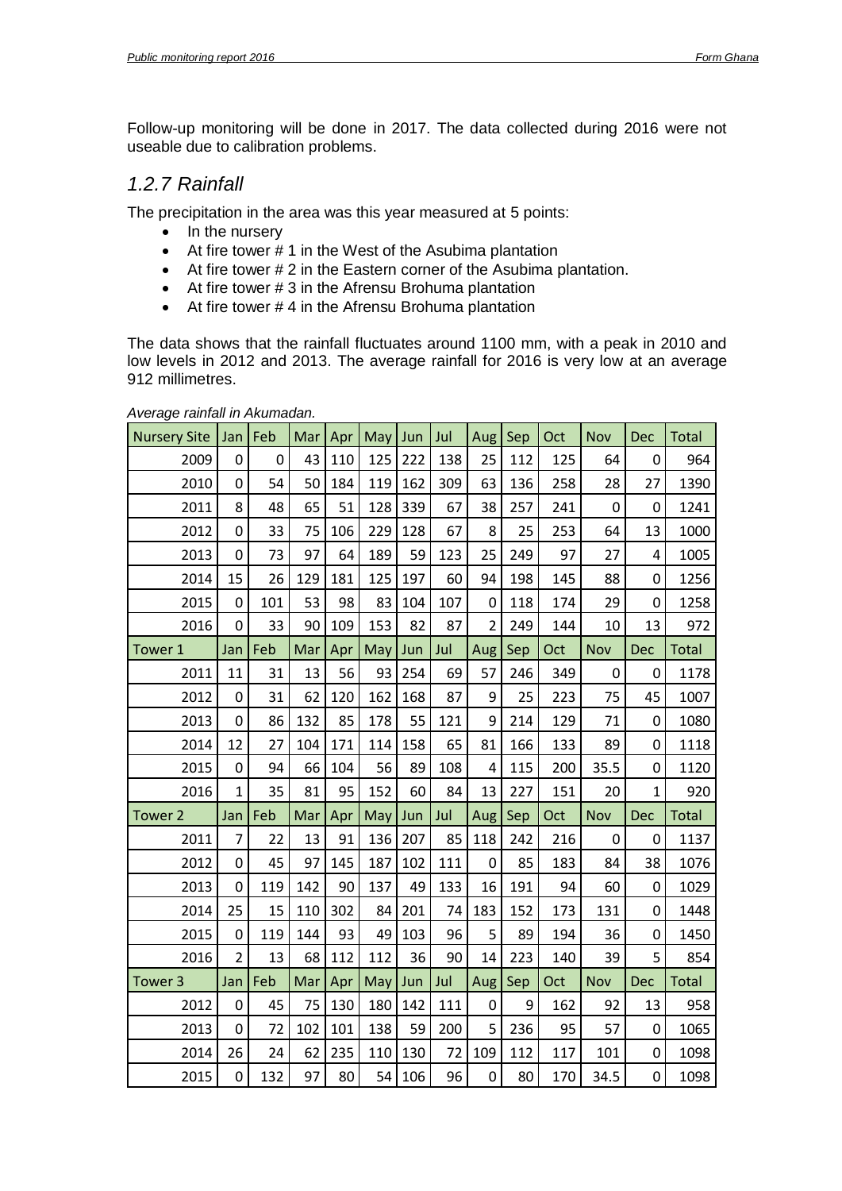Follow-up monitoring will be done in 2017. The data collected during 2016 were not useable due to calibration problems.

## 1.2.7 Rainfall

The precipitation in the area was this year measured at 5 points:

- In the nursery
- At fire tower # 1 in the West of the Asubima plantation
- At fire tower # 2 in the Eastern corner of the Asubima plantation.
- At fire tower # 3 in the Afrensu Brohuma plantation
- At fire tower # 4 in the Afrensu Brohuma plantation

The data shows that the rainfall fluctuates around 1100 mm, with a peak in 2010 and low levels in 2012 and 2013. The average rainfall for 2016 is very low at an average 912 millimetres.

*Average rainfall in Akumadan.*

| Nursery Site | Jan | Feb | Mar | Apr | May | Jun | Jul | Aug | Sep | Oct | Nov | Dec | Total |
|---|---|---|---|---|---|---|---|---|---|---|---|---|---|
| 2009 | 0 | 0 | 43 | 110 | 125 | 222 | 138 | 25 | 112 | 125 | 64 | 0 | 964 |
| 2010 | 0 | 54 | 50 | 184 | 119 | 162 | 309 | 63 | 136 | 258 | 28 | 27 | 1390 |
| 2011 | 8 | 48 | 65 | 51 | 128 | 339 | 67 | 38 | 257 | 241 | 0 | 0 | 1241 |
| 2012 | 0 | 33 | 75 | 106 | 229 | 128 | 67 | 8 | 25 | 253 | 64 | 13 | 1000 |
| 2013 | 0 | 73 | 97 | 64 | 189 | 59 | 123 | 25 | 249 | 97 | 27 | 4 | 1005 |
| 2014 | 15 | 26 | 129 | 181 | 125 | 197 | 60 | 94 | 198 | 145 | 88 | 0 | 1256 |
| 2015 | 0 | 101 | 53 | 98 | 83 | 104 | 107 | 0 | 118 | 174 | 29 | 0 | 1258 |
| 2016 | 0 | 33 | 90 | 109 | 153 | 82 | 87 | 2 | 249 | 144 | 10 | 13 | 972 |
| Tower 1 | Jan | Feb | Mar | Apr | May | Jun | Jul | Aug | Sep | Oct | Nov | Dec | Total |
| 2011 | 11 | 31 | 13 | 56 | 93 | 254 | 69 | 57 | 246 | 349 | 0 | 0 | 1178 |
| 2012 | 0 | 31 | 62 | 120 | 162 | 168 | 87 | 9 | 25 | 223 | 75 | 45 | 1007 |
| 2013 | 0 | 86 | 132 | 85 | 178 | 55 | 121 | 9 | 214 | 129 | 71 | 0 | 1080 |
| 2014 | 12 | 27 | 104 | 171 | 114 | 158 | 65 | 81 | 166 | 133 | 89 | 0 | 1118 |
| 2015 | 0 | 94 | 66 | 104 | 56 | 89 | 108 | 4 | 115 | 200 | 35.5 | 0 | 1120 |
| 2016 | 1 | 35 | 81 | 95 | 152 | 60 | 84 | 13 | 227 | 151 | 20 | 1 | 920 |
| Tower 2 | Jan | Feb | Mar | Apr | May | Jun | Jul | Aug | Sep | Oct | Nov | Dec | Total |
| 2011 | 7 | 22 | 13 | 91 | 136 | 207 | 85 | 118 | 242 | 216 | 0 | 0 | 1137 |
| 2012 | 0 | 45 | 97 | 145 | 187 | 102 | 111 | 0 | 85 | 183 | 84 | 38 | 1076 |
| 2013 | 0 | 119 | 142 | 90 | 137 | 49 | 133 | 16 | 191 | 94 | 60 | 0 | 1029 |
| 2014 | 25 | 15 | 110 | 302 | 84 | 201 | 74 | 183 | 152 | 173 | 131 | 0 | 1448 |
| 2015 | 0 | 119 | 144 | 93 | 49 | 103 | 96 | 5 | 89 | 194 | 36 | 0 | 1450 |
| 2016 | 2 | 13 | 68 | 112 | 112 | 36 | 90 | 14 | 223 | 140 | 39 | 5 | 854 |
| Tower 3 | Jan | Feb | Mar | Apr | May | Jun | Jul | Aug | Sep | Oct | Nov | Dec | Total |
| 2012 | 0 | 45 | 75 | 130 | 180 | 142 | 111 | 0 | 9 | 162 | 92 | 13 | 958 |
| 2013 | 0 | 72 | 102 | 101 | 138 | 59 | 200 | 5 | 236 | 95 | 57 | 0 | 1065 |
| 2014 | 26 | 24 | 62 | 235 | 110 | 130 | 72 | 109 | 112 | 117 | 101 | 0 | 1098 |
| 2015 | 0 | 132 | 97 | 80 | 54 | 106 | 96 | 0 | 80 | 170 | 34.5 | 0 | 1098 |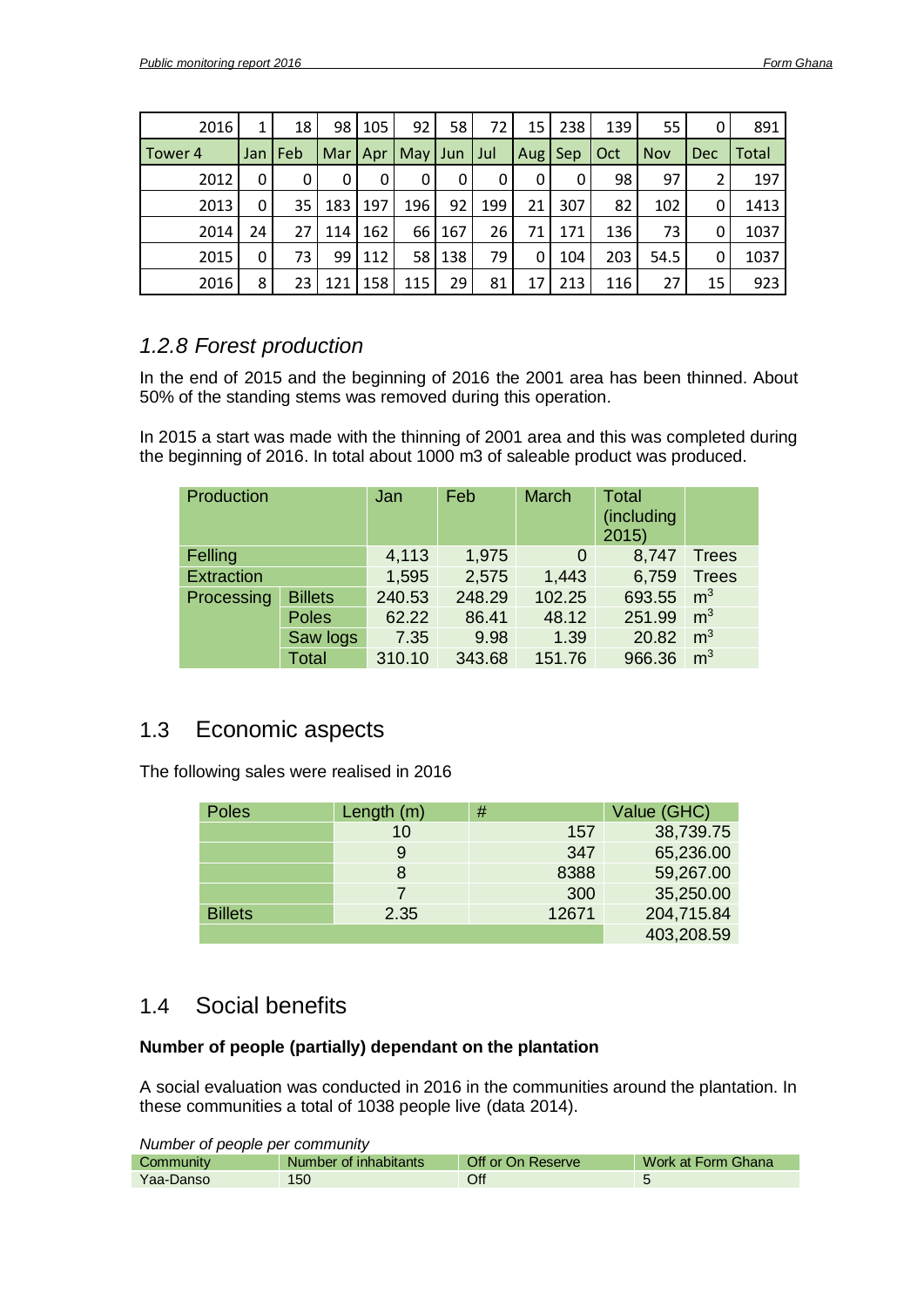| 2016 | 1 | 18 | 98 | 105 | 92 | 58 | 72 | 15 | 238 | 139 | 55 | 0 | 891 |
|---|---|---|---|---|---|---|---|---|---|---|---|---|---|
| Tower 4 | Jan | Feb | Mar | Apr | May | Jun | Jul | Aug | Sep | Oct | Nov | Dec | Total |
| 2012 | 0 | 0 | 0 | 0 | 0 | 0 | 0 | 0 | 0 | 98 | 97 | 2 | 197 |
| 2013 | 0 | 35 | 183 | 197 | 196 | 92 | 199 | 21 | 307 | 82 | 102 | 0 | 1413 |
| 2014 | 24 | 27 | 114 | 162 | 66 | 167 | 26 | 71 | 171 | 136 | 73 | 0 | 1037 |
| 2015 | 0 | 73 | 99 | 112 | 58 | 138 | 79 | 0 | 104 | 203 | 54.5 | 0 | 1037 |
| 2016 | 8 | 23 | 121 | 158 | 115 | 29 | 81 | 17 | 213 | 116 | 27 | 15 | 923 |

### *1.2.8 Forest production*

In the end of 2015 and the beginning of 2016 the 2001 area has been thinned. About 50% of the standing stems was removed during this operation.

In 2015 a start was made with the thinning of 2001 area and this was completed during the beginning of 2016. In total about 1000 m3 of saleable product was produced.

| Production | | Jan | Feb | March | Total (including 2015) | |
|---|---|---|---|---|---|---|
| Felling | | 4,113 | 1,975 | 0 | 8,747 | Trees |
| Extraction | | 1,595 | 2,575 | 1,443 | 6,759 | Trees |
| Processing | Billets | 240.53 | 248.29 | 102.25 | 693.55 | $m^3$ |
| | Poles | 62.22 | 86.41 | 48.12 | 251.99 | $m^3$ |
| | Saw logs | 7.35 | 9.98 | 1.39 | 20.82 | $m^3$ |
| | Total | 310.10 | 343.68 | 151.76 | 966.36 | $m^3$ |

## 1.3 Economic aspects

The following sales were realised in 2016

| Poles | Length (m) | # | Value (GHC) |
|---|---|---|---|
| | 10 | 157 | 38,739.75 |
| | 9 | 347 | 65,236.00 |
| | 8 | 8388 | 59,267.00 |
| | 7 | 300 | 35,250.00 |
| Billets | 2.35 | 12671 | 204,715.84 |
| | | | 403,208.59 |

## 1.4 Social benefits

**Number of people (partially) dependant on the plantation**

A social evaluation was conducted in 2016 in the communities around the plantation. In these communities a total of 1038 people live (data 2014).

*Number of people per community*

| Community | Number of inhabitants | Off or On Reserve | Work at Form Ghana |
|---|---|---|---|
| Yaa-Danso | 150 | Off | 5 |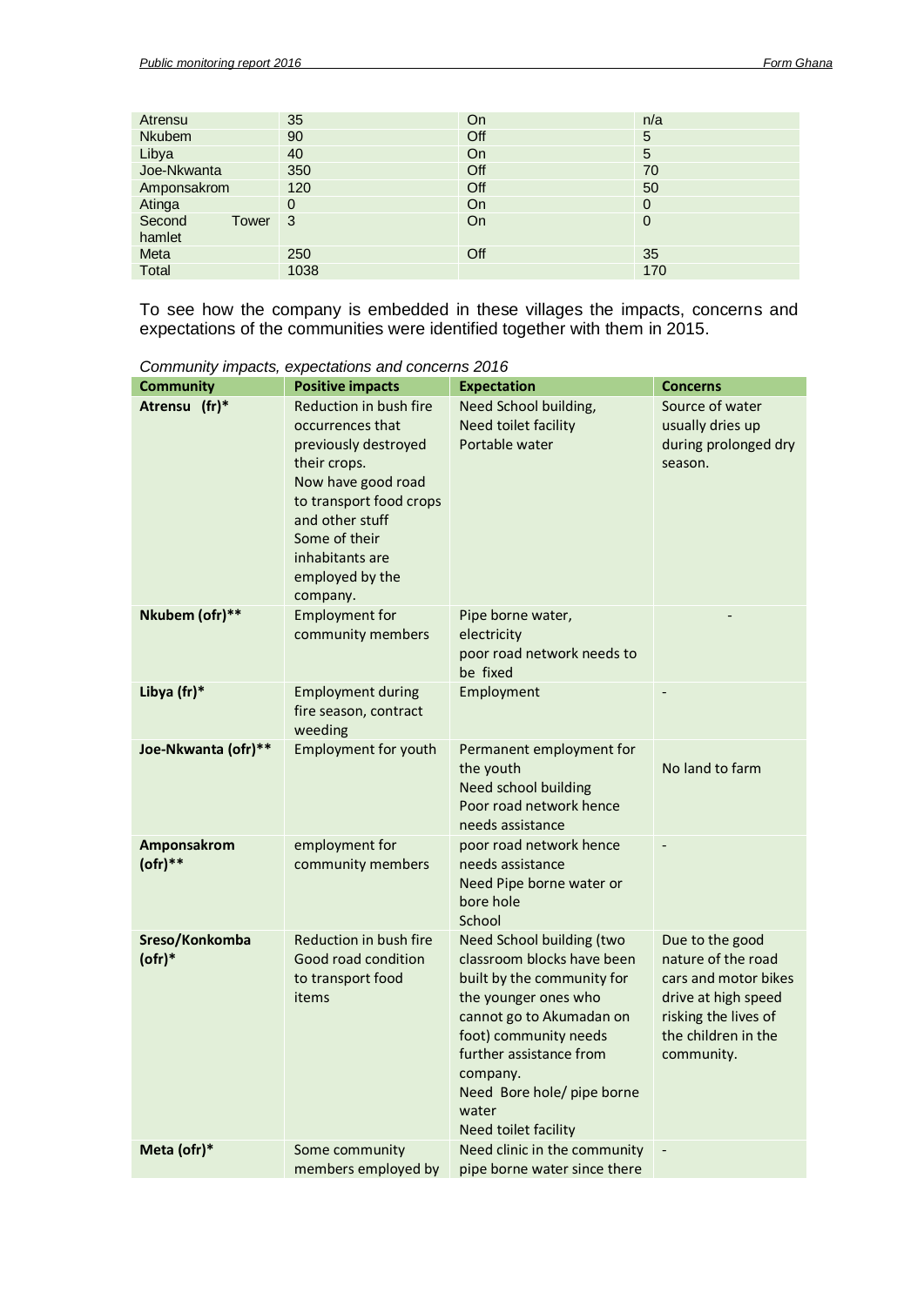| Atrensu | 35 | On | n/a |
|---|---|---|---|
| Nkubem | 90 | Off | 5 |
| Libya | 40 | On | 5 |
| Joe-Nkwanta | 350 | Off | 70 |
| Amponsakrom | 120 | Off | 50 |
| Atinga | 0 | On | 0 |
| Second Tower hamlet | 3 | On | 0 |
| Meta | 250 | Off | 35 |
| Total | 1038 | | 170 |

To see how the company is embedded in these villages the impacts, concerns and expectations of the communities were identified together with them in 2015.

*Community impacts, expectations and concerns 2016*

| Community | Positive impacts | Expectation | Concerns |
|---|---|---|---|
| **Atrensu (fr)*** | Reduction in bush fire occurrences that previously destroyed their crops. Now have good road to transport food crops and other stuff Some of their inhabitants are employed by the company. | Need School building, Need toilet facility Portable water | Source of water usually dries up during prolonged dry season. |
| **Nkubem (ofr)**** | Employment for community members | Pipe borne water, electricity poor road network needs to be fixed | - |
| **Libya (fr)*** | Employment during fire season, contract weeding | Employment | - |
| **Joe-Nkwanta (ofr)**** | Employment for youth | Permanent employment for the youth Need school building Poor road network hence needs assistance | No land to farm |
| **Amponsakrom (ofr)**** | employment for community members | poor road network hence needs assistance Need Pipe borne water or bore hole School | - |
| **Sreso/Konkomba (ofr)*** | Reduction in bush fire Good road condition to transport food items | Need School building (two classroom blocks have been built by the community for the younger ones who cannot go to Akumadan on foot) community needs further assistance from company. Need Bore hole/ pipe borne water Need toilet facility | Due to the good nature of the road cars and motor bikes drive at high speed risking the lives of the children in the community. |
| **Meta (ofr)*** | Some community members employed by | Need clinic in the community pipe borne water since there | - |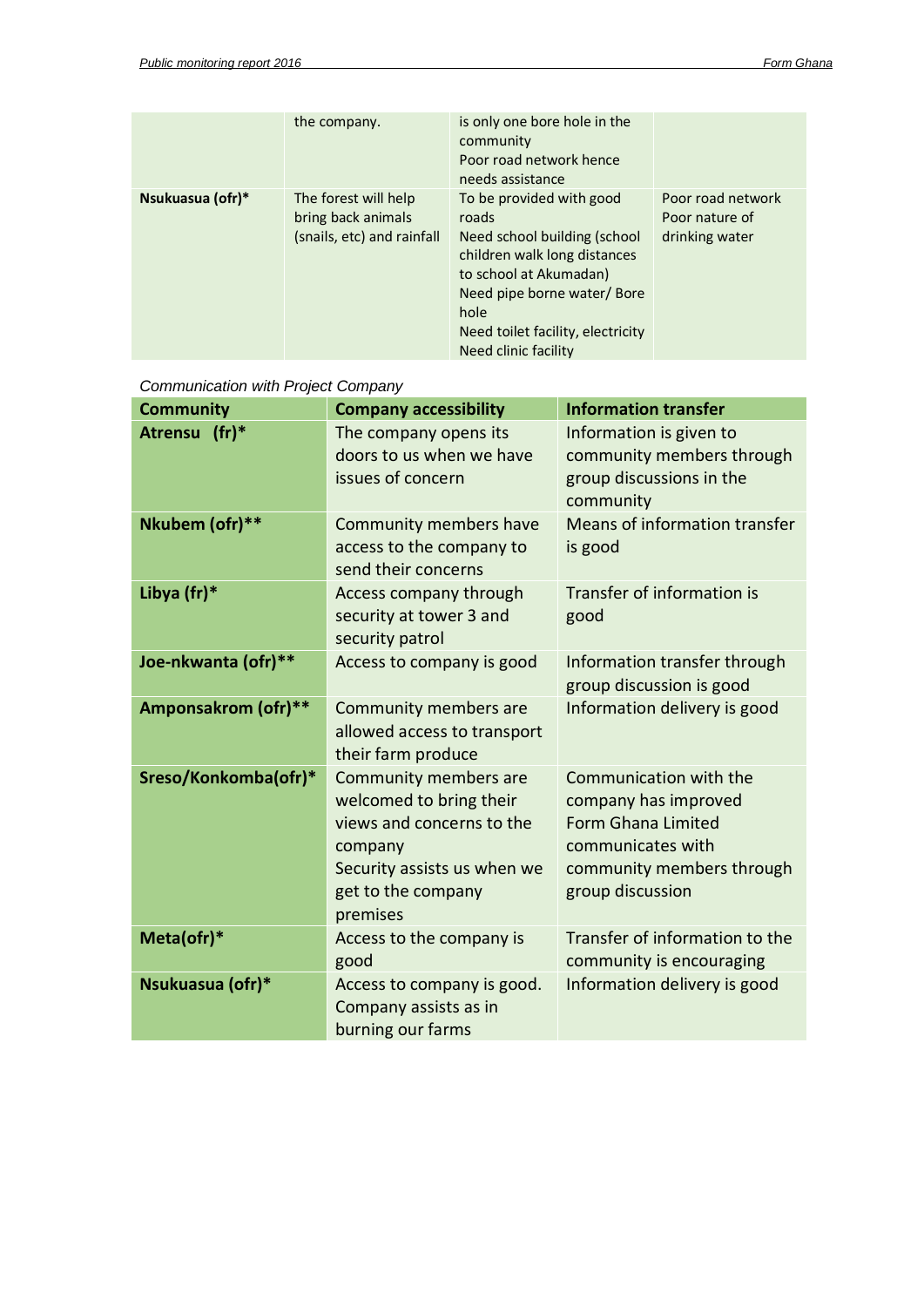|  | the company. | is only one bore hole in the community<br>Poor road network hence needs assistance |  |
|---|---|---|---|
| **Nsukuasua (ofr)*** | The forest will help bring back animals (snails, etc) and rainfall | To be provided with good roads<br>Need school building (school children walk long distances to school at Akumadan)<br>Need pipe borne water/ Bore hole<br>Need toilet facility, electricity<br>Need clinic facility | Poor road network<br>Poor nature of drinking water |

*Communication with Project Company*

| Community | Company accessibility | Information transfer |
|---|---|---|
| **Atrensu (fr)*** | The company opens its doors to us when we have issues of concern | Information is given to community members through group discussions in the community |
| **Nkubem (ofr)**** | Community members have access to the company to send their concerns | Means of information transfer is good |
| **Libya (fr)*** | Access company through security at tower 3 and security patrol | Transfer of information is good |
| **Joe-nkwanta (ofr)**** | Access to company is good | Information transfer through group discussion is good |
| **Amponsakrom (ofr)**** | Community members are allowed access to transport their farm produce | Information delivery is good |
| **Sreso/Konkomba(ofr)*** | Community members are welcomed to bring their views and concerns to the company<br>Security assists us when we get to the company premises | Communication with the company has improved<br>Form Ghana Limited communicates with community members through group discussion |
| **Meta(ofr)*** | Access to the company is good | Transfer of information to the community is encouraging |
| **Nsukuasua (ofr)*** | Access to company is good. Company assists as in burning our farms | Information delivery is good |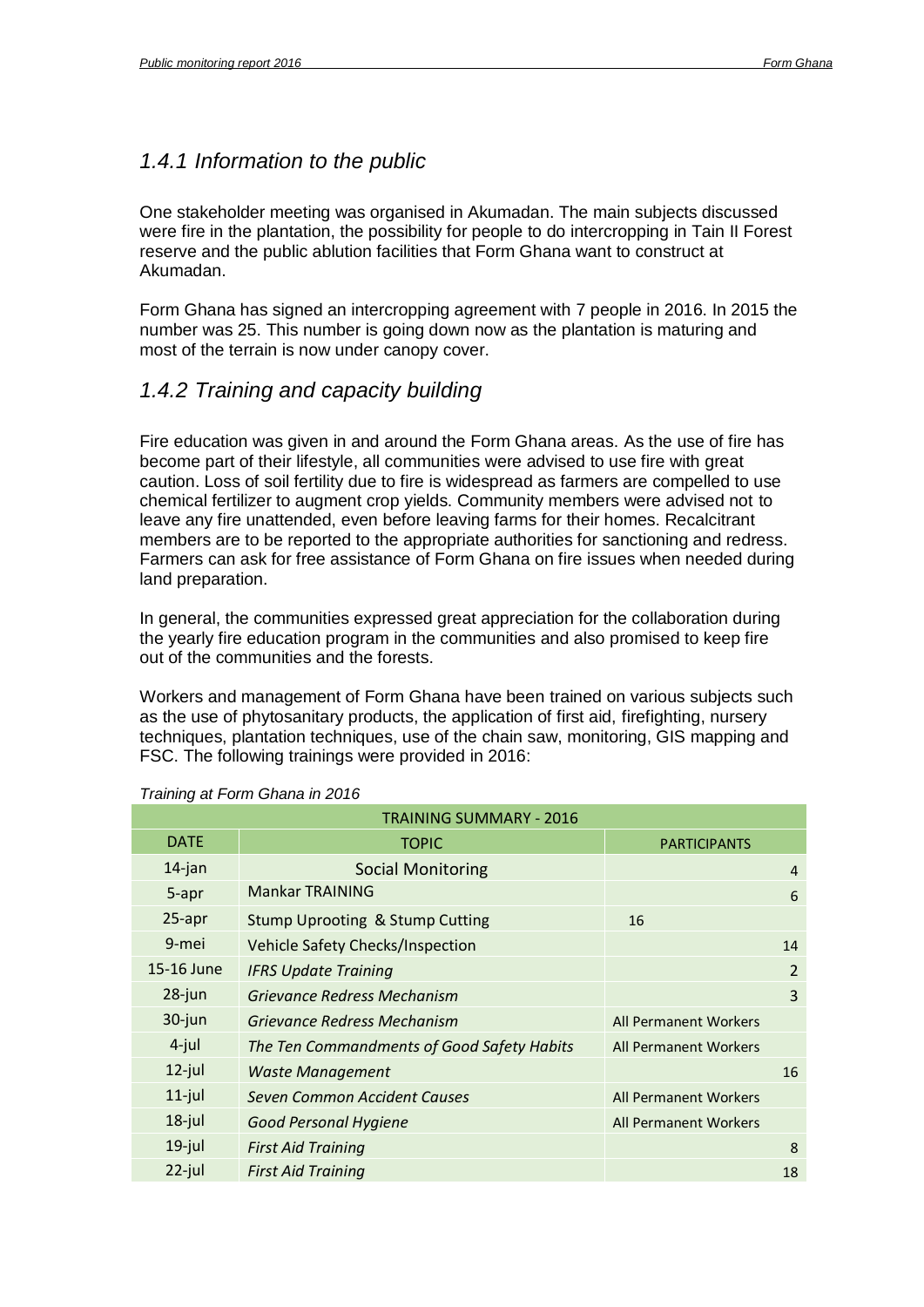## 1.4.1 Information to the public

One stakeholder meeting was organised in Akumadan. The main subjects discussed were fire in the plantation, the possibility for people to do intercropping in Tain II Forest reserve and the public ablution facilities that Form Ghana want to construct at Akumadan.

Form Ghana has signed an intercropping agreement with 7 people in 2016. In 2015 the number was 25. This number is going down now as the plantation is maturing and most of the terrain is now under canopy cover.

## 1.4.2 Training and capacity building

Fire education was given in and around the Form Ghana areas. As the use of fire has become part of their lifestyle, all communities were advised to use fire with great caution. Loss of soil fertility due to fire is widespread as farmers are compelled to use chemical fertilizer to augment crop yields. Community members were advised not to leave any fire unattended, even before leaving farms for their homes. Recalcitrant members are to be reported to the appropriate authorities for sanctioning and redress. Farmers can ask for free assistance of Form Ghana on fire issues when needed during land preparation.

In general, the communities expressed great appreciation for the collaboration during the yearly fire education program in the communities and also promised to keep fire out of the communities and the forests.

Workers and management of Form Ghana have been trained on various subjects such as the use of phytosanitary products, the application of first aid, firefighting, nursery techniques, plantation techniques, use of the chain saw, monitoring, GIS mapping and FSC. The following trainings were provided in 2016:

*Training at Form Ghana in 2016*

| TRAINING SUMMARY - 2016 | | |
|---|---|---|
| DATE | TOPIC | PARTICIPANTS |
| 14-jan | Social Monitoring | 4 |
| 5-apr | Mankar TRAINING | 6 |
| 25-apr | Stump Uprooting & Stump Cutting | 16 |
| 9-mei | Vehicle Safety Checks/Inspection | 14 |
| 15-16 June | *IFRS Update Training* | 2 |
| 28-jun | *Grievance Redress Mechanism* | 3 |
| 30-jun | *Grievance Redress Mechanism* | All Permanent Workers |
| 4-jul | *The Ten Commandments of Good Safety Habits* | All Permanent Workers |
| 12-jul | *Waste Management* | 16 |
| 11-jul | *Seven Common Accident Causes* | All Permanent Workers |
| 18-jul | *Good Personal Hygiene* | All Permanent Workers |
| 19-jul | *First Aid Training* | 8 |
| 22-jul | *First Aid Training* | 18 |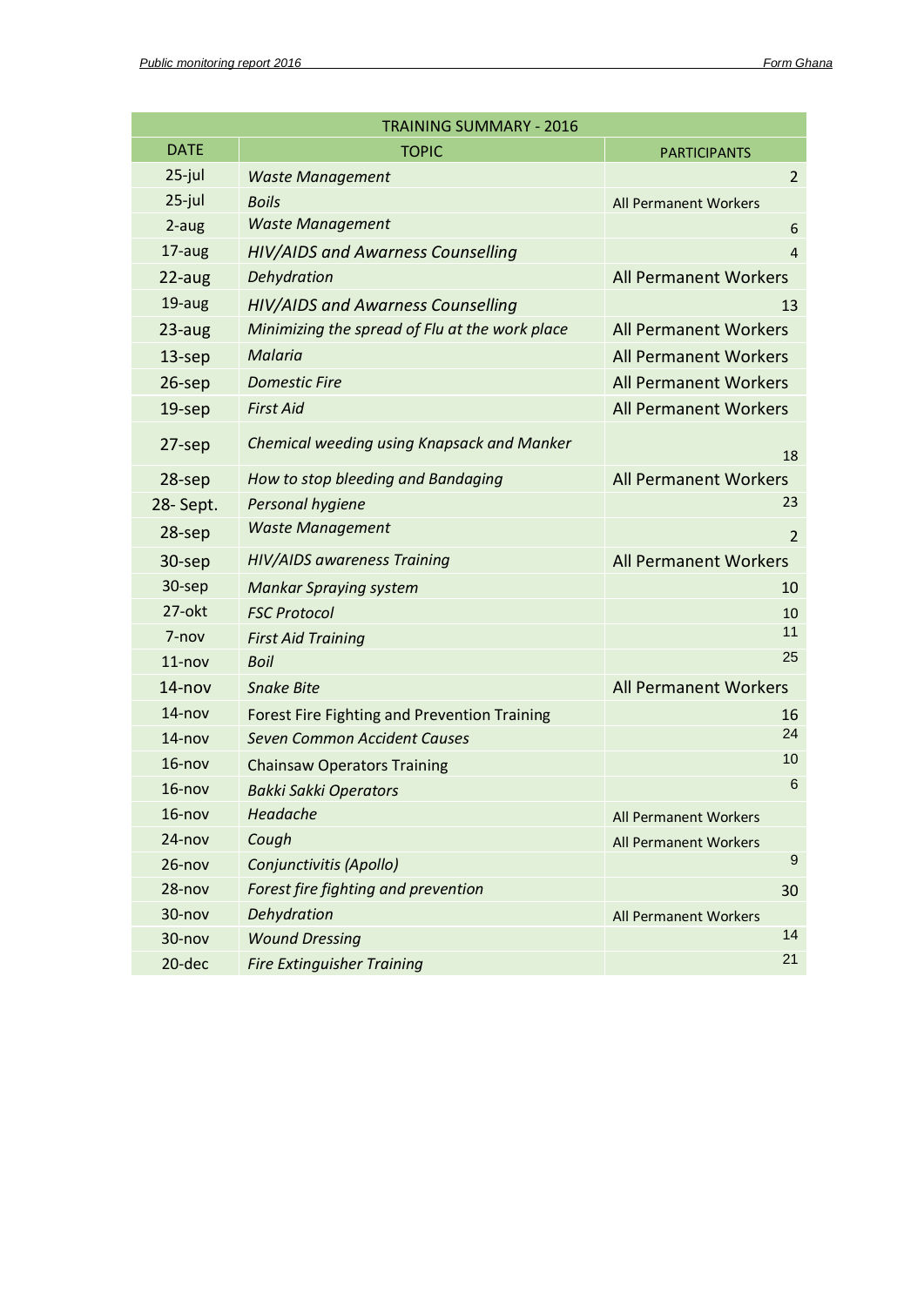| TRAINING SUMMARY - 2016 | | |
|---|---|---|
| DATE | TOPIC | PARTICIPANTS |
| 25-jul | *Waste Management* | 2 |
| 25-jul | *Boils* | All Permanent Workers |
| 2-aug | *Waste Management* | 6 |
| 17-aug | *HIV/AIDS and Awarness Counselling* | 4 |
| 22-aug | *Dehydration* | All Permanent Workers |
| 19-aug | *HIV/AIDS and Awarness Counselling* | 13 |
| 23-aug | *Minimizing the spread of Flu at the work place* | All Permanent Workers |
| 13-sep | *Malaria* | All Permanent Workers |
| 26-sep | *Domestic Fire* | All Permanent Workers |
| 19-sep | *First Aid* | All Permanent Workers |
| 27-sep | *Chemical weeding using Knapsack and Manker* | 18 |
| 28-sep | *How to stop bleeding and Bandaging* | All Permanent Workers |
| 28- Sept. | *Personal hygiene* | 23 |
| 28-sep | *Waste Management* | 2 |
| 30-sep | *HIV/AIDS awareness Training* | All Permanent Workers |
| 30-sep | *Mankar Spraying system* | 10 |
| 27-okt | *FSC Protocol* | 10 |
| 7-nov | *First Aid Training* | 11 |
| 11-nov | *Boil* | 25 |
| 14-nov | *Snake Bite* | All Permanent Workers |
| 14-nov | Forest Fire Fighting and Prevention Training | 16 |
| 14-nov | *Seven Common Accident Causes* | 24 |
| 16-nov | Chainsaw Operators Training | 10 |
| 16-nov | *Bakki Sakki Operators* | 6 |
| 16-nov | *Headache* | All Permanent Workers |
| 24-nov | *Cough* | All Permanent Workers |
| 26-nov | *Conjunctivitis (Apollo)* | 9 |
| 28-nov | *Forest fire fighting and prevention* | 30 |
| 30-nov | *Dehydration* | All Permanent Workers |
| 30-nov | *Wound Dressing* | 14 |
| 20-dec | *Fire Extinguisher Training* | 21 |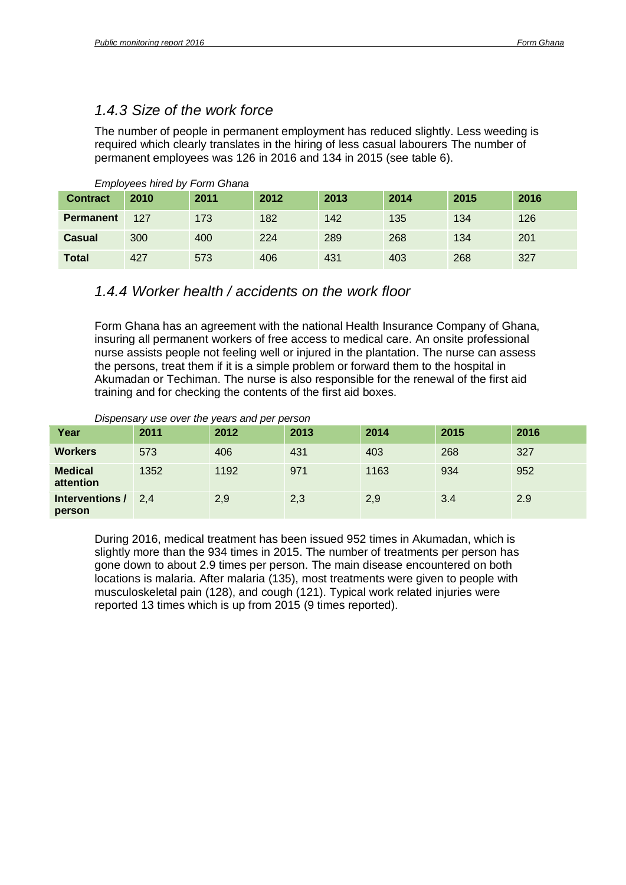### *1.4.3 Size of the work force*

The number of people in permanent employment has reduced slightly. Less weeding is required which clearly translates in the hiring of less casual labourers The number of permanent employees was 126 in 2016 and 134 in 2015 (see table 6).

*Employees hired by Form Ghana*

| Contract | 2010 | 2011 | 2012 | 2013 | 2014 | 2015 | 2016 |
|---|---|---|---|---|---|---|---|
| **Permanent** | 127 | 173 | 182 | 142 | 135 | 134 | 126 |
| **Casual** | 300 | 400 | 224 | 289 | 268 | 134 | 201 |
| **Total** | 427 | 573 | 406 | 431 | 403 | 268 | 327 |

### *1.4.4 Worker health / accidents on the work floor*

Form Ghana has an agreement with the national Health Insurance Company of Ghana, insuring all permanent workers of free access to medical care. An onsite professional nurse assists people not feeling well or injured in the plantation. The nurse can assess the persons, treat them if it is a simple problem or forward them to the hospital in Akumadan or Techiman. The nurse is also responsible for the renewal of the first aid training and for checking the contents of the first aid boxes.

*Dispensary use over the years and per person*

| Year | 2011 | 2012 | 2013 | 2014 | 2015 | 2016 |
|---|---|---|---|---|---|---|
| **Workers** | 573 | 406 | 431 | 403 | 268 | 327 |
| **Medical attention** | 1352 | 1192 | 971 | 1163 | 934 | 952 |
| **Interventions / person** | 2,4 | 2,9 | 2,3 | 2,9 | 3.4 | 2.9 |

During 2016, medical treatment has been issued 952 times in Akumadan, which is slightly more than the 934 times in 2015. The number of treatments per person has gone down to about 2.9 times per person. The main disease encountered on both locations is malaria. After malaria (135), most treatments were given to people with musculoskeletal pain (128), and cough (121). Typical work related injuries were reported 13 times which is up from 2015 (9 times reported).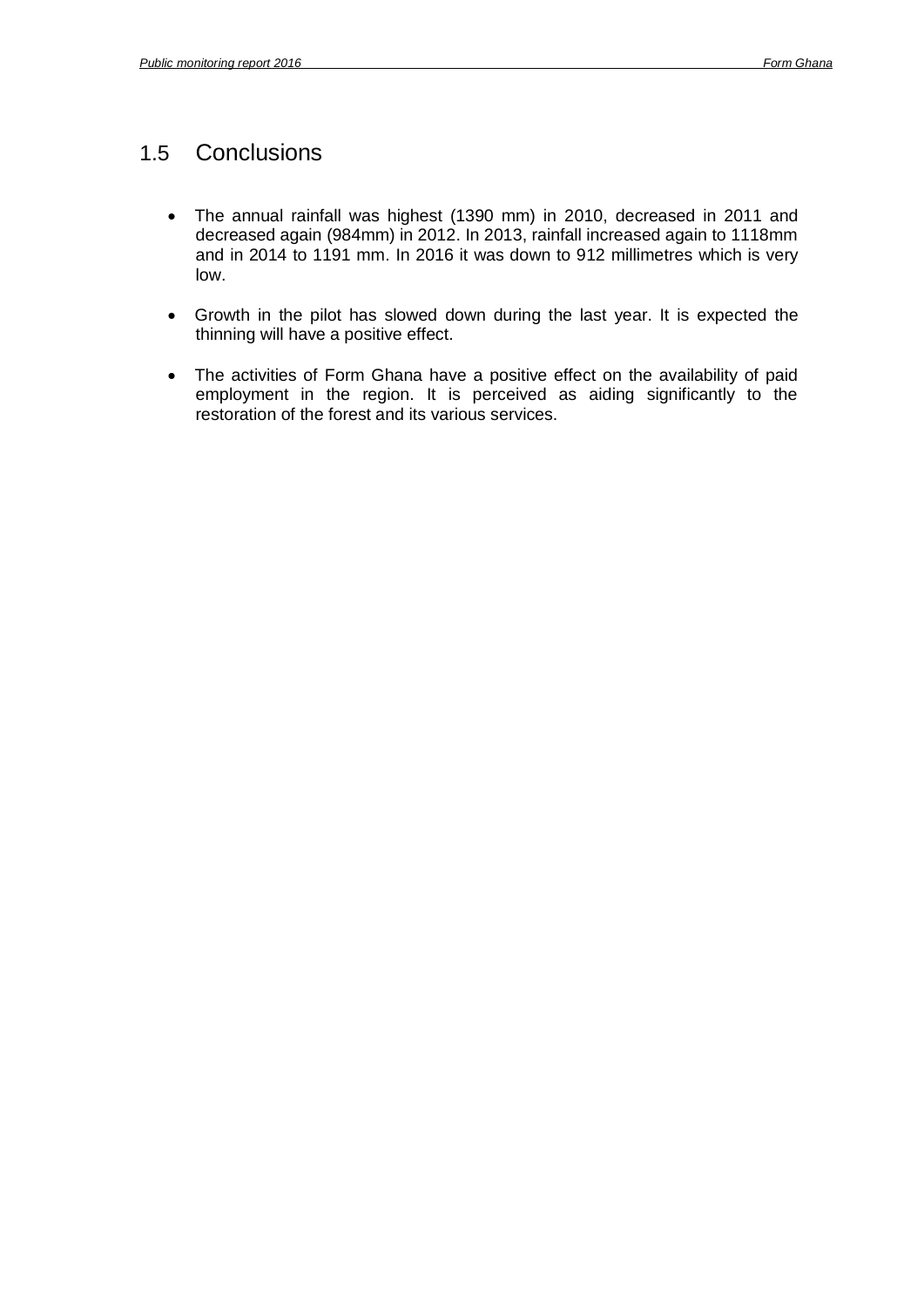## 1.5 Conclusions

- The annual rainfall was highest (1390 mm) in 2010, decreased in 2011 and decreased again (984mm) in 2012. In 2013, rainfall increased again to 1118mm and in 2014 to 1191 mm. In 2016 it was down to 912 millimetres which is very low.

- Growth in the pilot has slowed down during the last year. It is expected the thinning will have a positive effect.

- The activities of Form Ghana have a positive effect on the availability of paid employment in the region. It is perceived as aiding significantly to the restoration of the forest and its various services.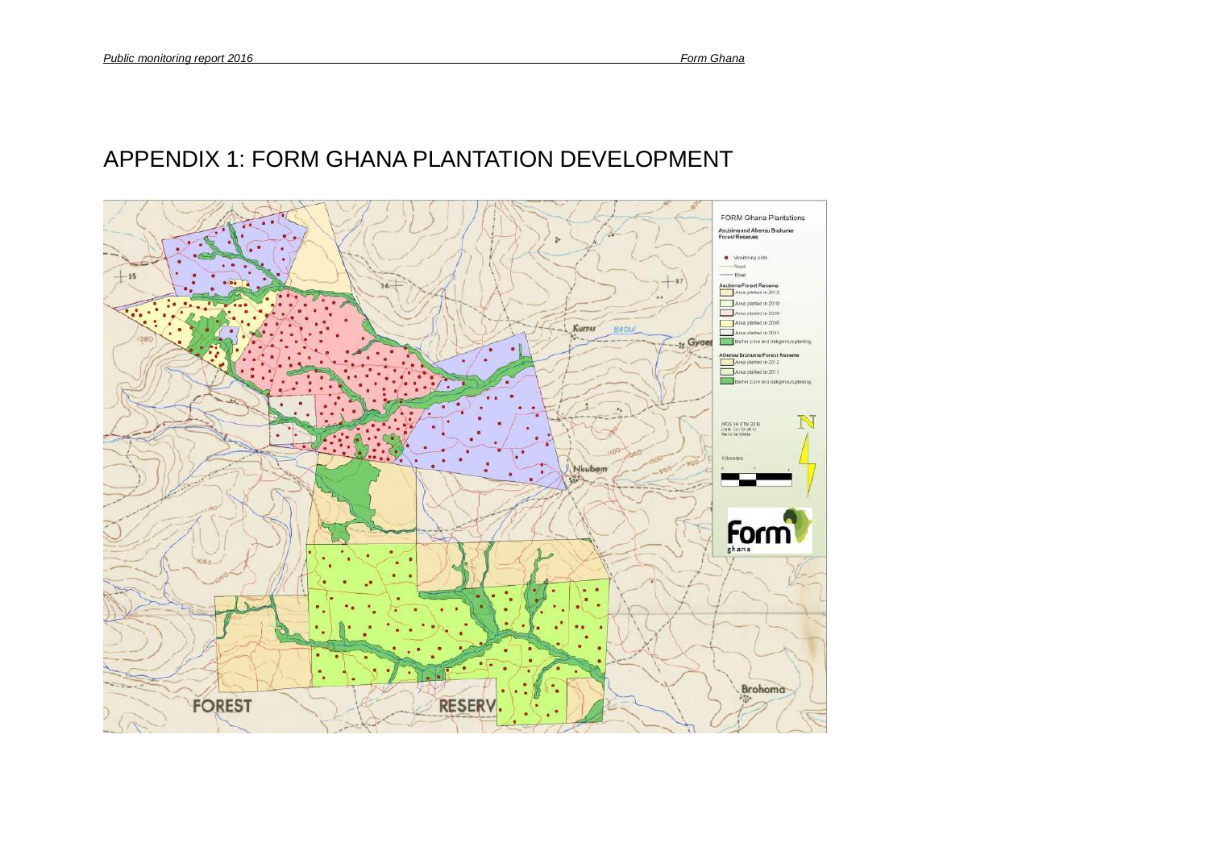# APPENDIX 1: FORM GHANA PLANTATION DEVELOPMENT

FORM Ghana Plantations

Asubima and Afrensu Brohuma Forest Reserves

Monitoring plots

Road

River

Asubima Forest Reserve

Area planted in 2012

Area planted in 2010

Area planted in 2009

Area planted in 2008

Area planted in 2011

Buffer zone and indigenous planting

Afrensu Brohuma Forest Reserve

Area planted in 2012

Area planted in 2011

Buffer zone and indigenous planting

WGS 84 UTM 30 N

Kilometers

Form ghana

Kumu

Bebui

Gyae

Nkubem

Brohoma

FOREST

RESERV